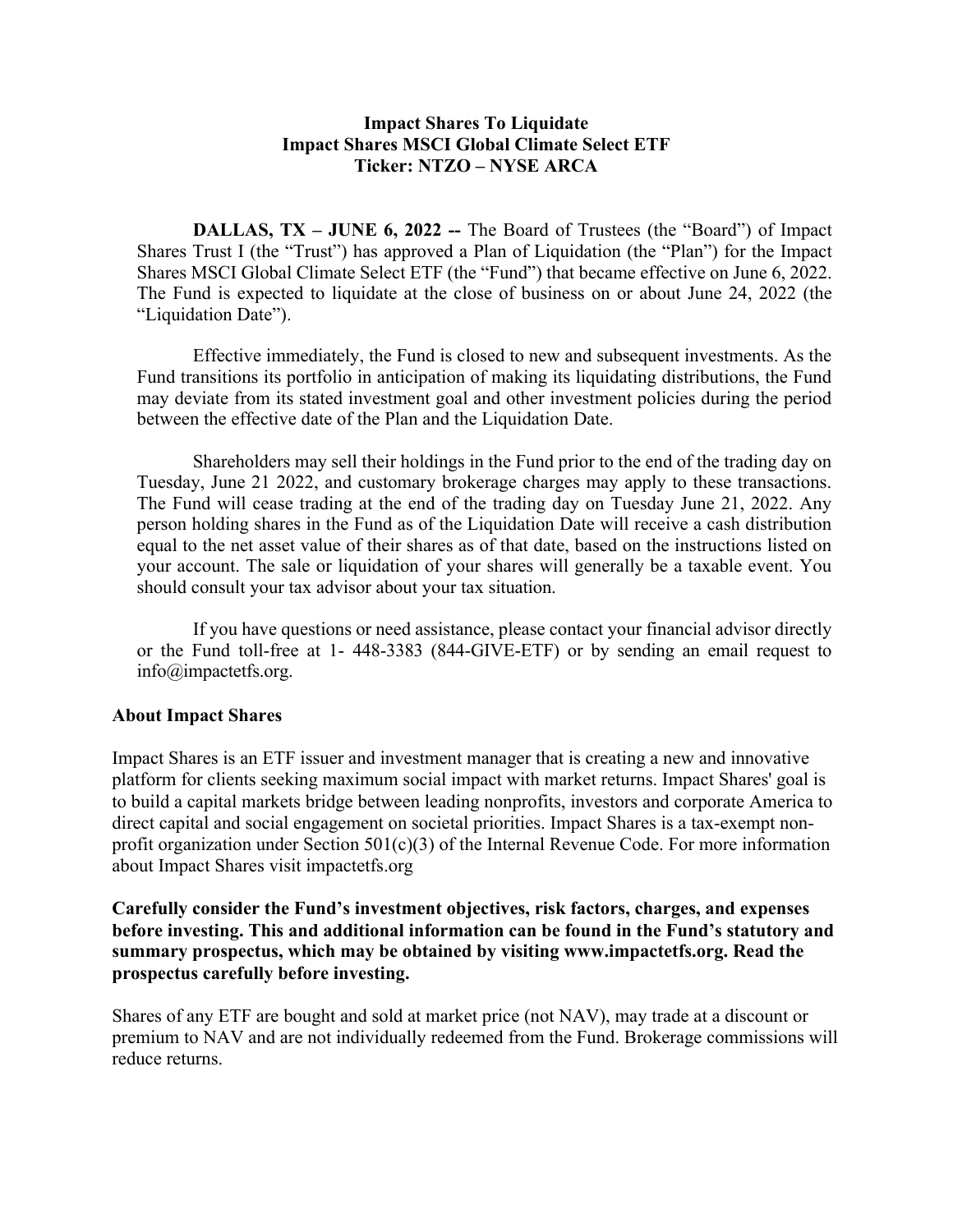# Impact Shares To Liquidate
# Impact Shares MSCI Global Climate Select ETF
# Ticker: NTZO – NYSE ARCA

**DALLAS, TX – JUNE 6, 2022 --** The Board of Trustees (the "Board") of Impact Shares Trust I (the "Trust") has approved a Plan of Liquidation (the "Plan") for the Impact Shares MSCI Global Climate Select ETF (the "Fund") that became effective on June 6, 2022. The Fund is expected to liquidate at the close of business on or about June 24, 2022 (the "Liquidation Date").

Effective immediately, the Fund is closed to new and subsequent investments. As the Fund transitions its portfolio in anticipation of making its liquidating distributions, the Fund may deviate from its stated investment goal and other investment policies during the period between the effective date of the Plan and the Liquidation Date.

Shareholders may sell their holdings in the Fund prior to the end of the trading day on Tuesday, June 21 2022, and customary brokerage charges may apply to these transactions. The Fund will cease trading at the end of the trading day on Tuesday June 21, 2022. Any person holding shares in the Fund as of the Liquidation Date will receive a cash distribution equal to the net asset value of their shares as of that date, based on the instructions listed on your account. The sale or liquidation of your shares will generally be a taxable event. You should consult your tax advisor about your tax situation.

If you have questions or need assistance, please contact your financial advisor directly or the Fund toll-free at 1- 448-3383 (844-GIVE-ETF) or by sending an email request to info@impactetfs.org.

## About Impact Shares

Impact Shares is an ETF issuer and investment manager that is creating a new and innovative platform for clients seeking maximum social impact with market returns. Impact Shares' goal is to build a capital markets bridge between leading nonprofits, investors and corporate America to direct capital and social engagement on societal priorities. Impact Shares is a tax-exempt non-profit organization under Section 501(c)(3) of the Internal Revenue Code. For more information about Impact Shares visit impactetfs.org

**Carefully consider the Fund's investment objectives, risk factors, charges, and expenses before investing. This and additional information can be found in the Fund's statutory and summary prospectus, which may be obtained by visiting www.impactetfs.org. Read the prospectus carefully before investing.**

Shares of any ETF are bought and sold at market price (not NAV), may trade at a discount or premium to NAV and are not individually redeemed from the Fund. Brokerage commissions will reduce returns.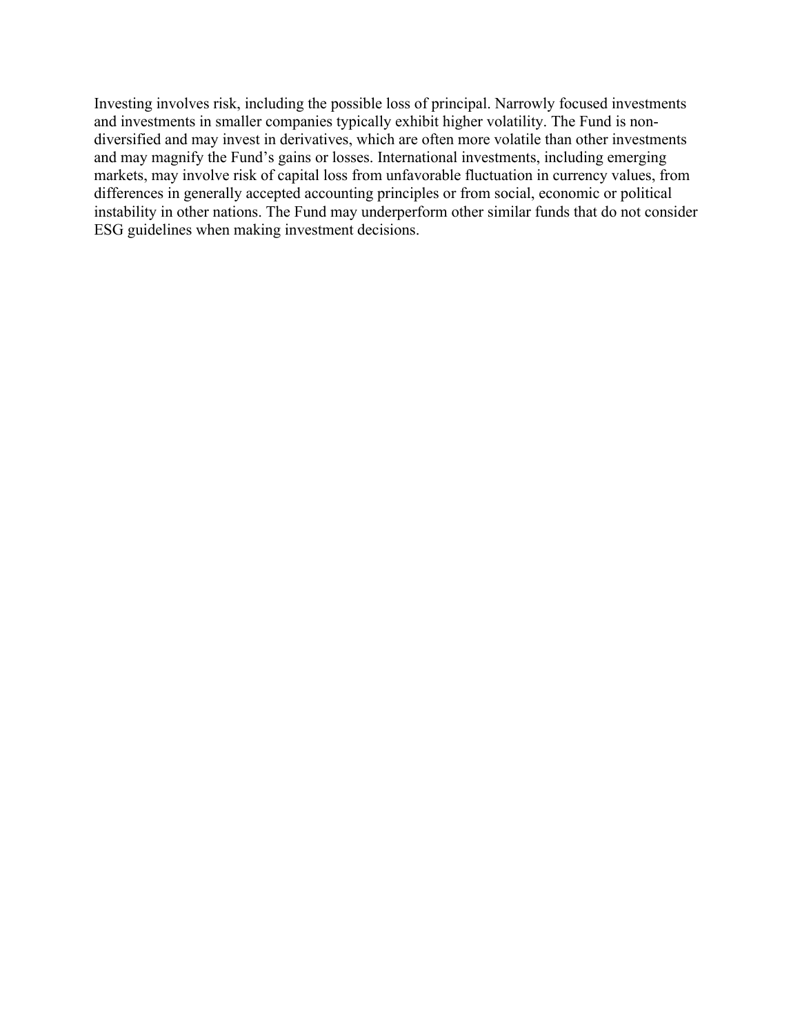Investing involves risk, including the possible loss of principal. Narrowly focused investments and investments in smaller companies typically exhibit higher volatility. The Fund is non-diversified and may invest in derivatives, which are often more volatile than other investments and may magnify the Fund's gains or losses. International investments, including emerging markets, may involve risk of capital loss from unfavorable fluctuation in currency values, from differences in generally accepted accounting principles or from social, economic or political instability in other nations. The Fund may underperform other similar funds that do not consider ESG guidelines when making investment decisions.